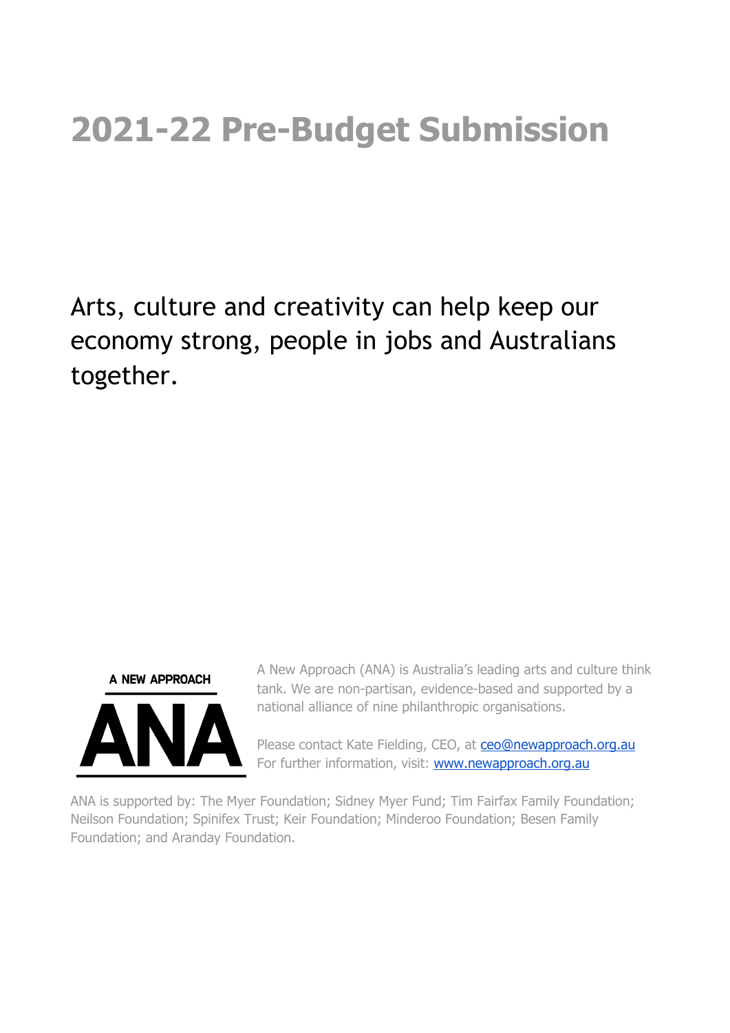# 2021-22 Pre-Budget Submission

Arts, culture and creativity can help keep our economy strong, people in jobs and Australians together.

A NEW APPROACH

ANA

A New Approach (ANA) is Australia's leading arts and culture think tank. We are non-partisan, evidence-based and supported by a national alliance of nine philanthropic organisations.

Please contact Kate Fielding, CEO, at ceo@newapproach.org.au
For further information, visit: www.newapproach.org.au

ANA is supported by: The Myer Foundation; Sidney Myer Fund; Tim Fairfax Family Foundation; Neilson Foundation; Spinifex Trust; Keir Foundation; Minderoo Foundation; Besen Family Foundation; and Aranday Foundation.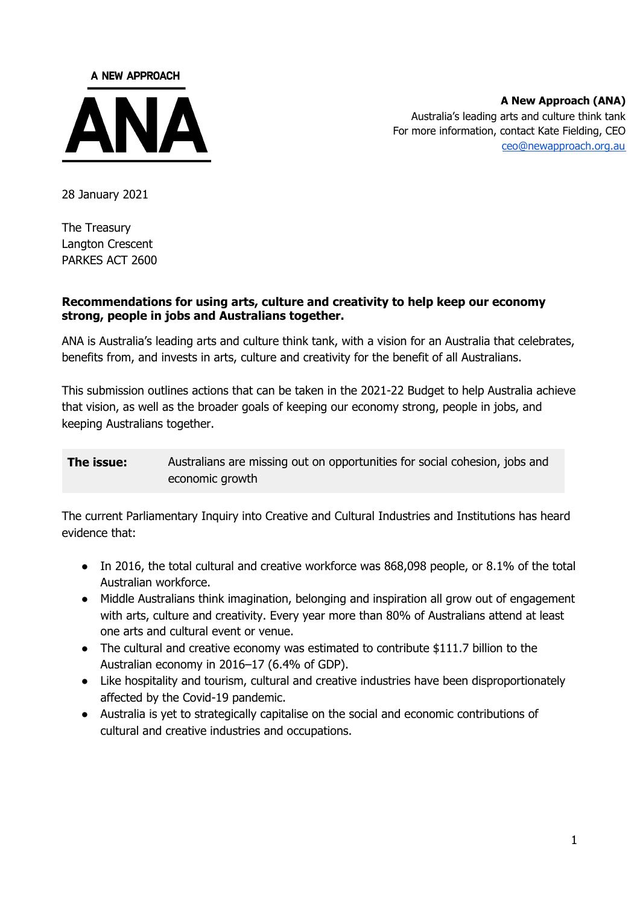A NEW APPROACH

**ANA**

**A New Approach (ANA)**
Australia's leading arts and culture think tank
For more information, contact Kate Fielding, CEO
ceo@newapproach.org.au

28 January 2021

The Treasury
Langton Crescent
PARKES ACT 2600

**Recommendations for using arts, culture and creativity to help keep our economy strong, people in jobs and Australians together.**

ANA is Australia's leading arts and culture think tank, with a vision for an Australia that celebrates, benefits from, and invests in arts, culture and creativity for the benefit of all Australians.

This submission outlines actions that can be taken in the 2021-22 Budget to help Australia achieve that vision, as well as the broader goals of keeping our economy strong, people in jobs, and keeping Australians together.

| **The issue:** | Australians are missing out on opportunities for social cohesion, jobs and economic growth |
|---|---|

The current Parliamentary Inquiry into Creative and Cultural Industries and Institutions has heard evidence that:

- In 2016, the total cultural and creative workforce was 868,098 people, or 8.1% of the total Australian workforce.
- Middle Australians think imagination, belonging and inspiration all grow out of engagement with arts, culture and creativity. Every year more than 80% of Australians attend at least one arts and cultural event or venue.
- The cultural and creative economy was estimated to contribute $111.7 billion to the Australian economy in 2016–17 (6.4% of GDP).
- Like hospitality and tourism, cultural and creative industries have been disproportionately affected by the Covid-19 pandemic.
- Australia is yet to strategically capitalise on the social and economic contributions of cultural and creative industries and occupations.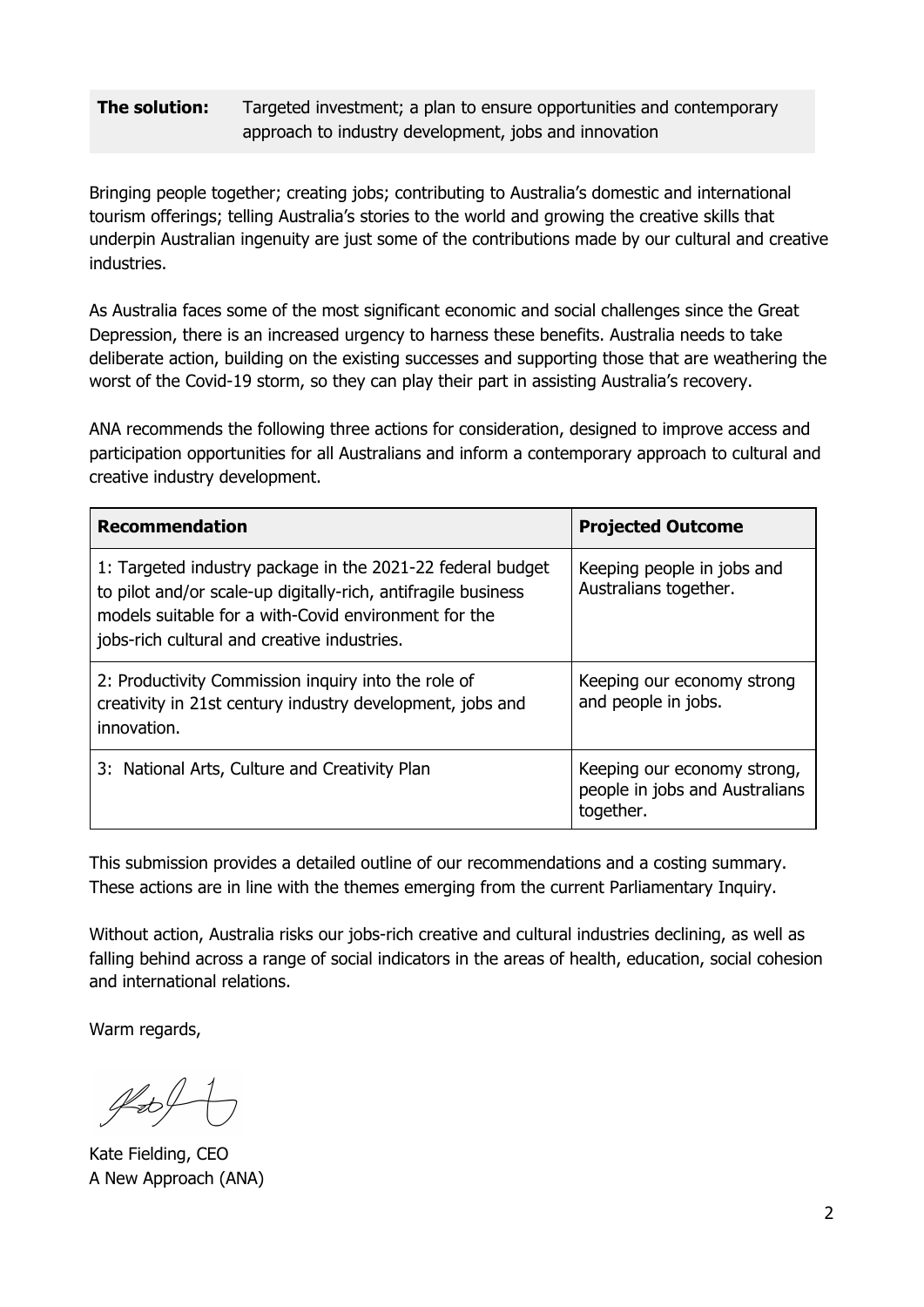**The solution:** Targeted investment; a plan to ensure opportunities and contemporary approach to industry development, jobs and innovation

Bringing people together; creating jobs; contributing to Australia's domestic and international tourism offerings; telling Australia's stories to the world and growing the creative skills that underpin Australian ingenuity are just some of the contributions made by our cultural and creative industries.

As Australia faces some of the most significant economic and social challenges since the Great Depression, there is an increased urgency to harness these benefits. Australia needs to take deliberate action, building on the existing successes and supporting those that are weathering the worst of the Covid-19 storm, so they can play their part in assisting Australia's recovery.

ANA recommends the following three actions for consideration, designed to improve access and participation opportunities for all Australians and inform a contemporary approach to cultural and creative industry development.

| Recommendation | Projected Outcome |
|---|---|
| 1: Targeted industry package in the 2021-22 federal budget to pilot and/or scale-up digitally-rich, antifragile business models suitable for a with-Covid environment for the jobs-rich cultural and creative industries. | Keeping people in jobs and Australians together. |
| 2: Productivity Commission inquiry into the role of creativity in 21st century industry development, jobs and innovation. | Keeping our economy strong and people in jobs. |
| 3: National Arts, Culture and Creativity Plan | Keeping our economy strong, people in jobs and Australians together. |

This submission provides a detailed outline of our recommendations and a costing summary. These actions are in line with the themes emerging from the current Parliamentary Inquiry.

Without action, Australia risks our jobs-rich creative and cultural industries declining, as well as falling behind across a range of social indicators in the areas of health, education, social cohesion and international relations.

Warm regards,

Kate Fielding, CEO
A New Approach (ANA)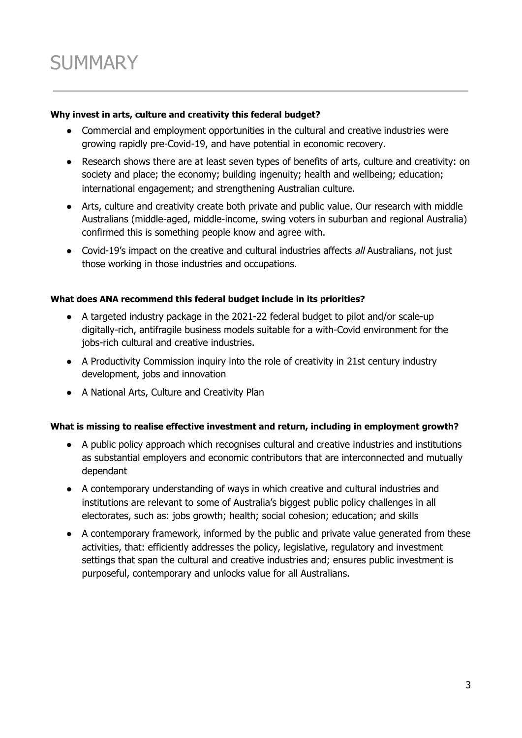# SUMMARY

**Why invest in arts, culture and creativity this federal budget?**

- Commercial and employment opportunities in the cultural and creative industries were growing rapidly pre-Covid-19, and have potential in economic recovery.
- Research shows there are at least seven types of benefits of arts, culture and creativity: on society and place; the economy; building ingenuity; health and wellbeing; education; international engagement; and strengthening Australian culture.
- Arts, culture and creativity create both private and public value. Our research with middle Australians (middle-aged, middle-income, swing voters in suburban and regional Australia) confirmed this is something people know and agree with.
- Covid-19's impact on the creative and cultural industries affects *all* Australians, not just those working in those industries and occupations.

**What does ANA recommend this federal budget include in its priorities?**

- A targeted industry package in the 2021-22 federal budget to pilot and/or scale-up digitally-rich, antifragile business models suitable for a with-Covid environment for the jobs-rich cultural and creative industries.
- A Productivity Commission inquiry into the role of creativity in 21st century industry development, jobs and innovation
- A National Arts, Culture and Creativity Plan

**What is missing to realise effective investment and return, including in employment growth?**

- A public policy approach which recognises cultural and creative industries and institutions as substantial employers and economic contributors that are interconnected and mutually dependant
- A contemporary understanding of ways in which creative and cultural industries and institutions are relevant to some of Australia's biggest public policy challenges in all electorates, such as: jobs growth; health; social cohesion; education; and skills
- A contemporary framework, informed by the public and private value generated from these activities, that: efficiently addresses the policy, legislative, regulatory and investment settings that span the cultural and creative industries and; ensures public investment is purposeful, contemporary and unlocks value for all Australians.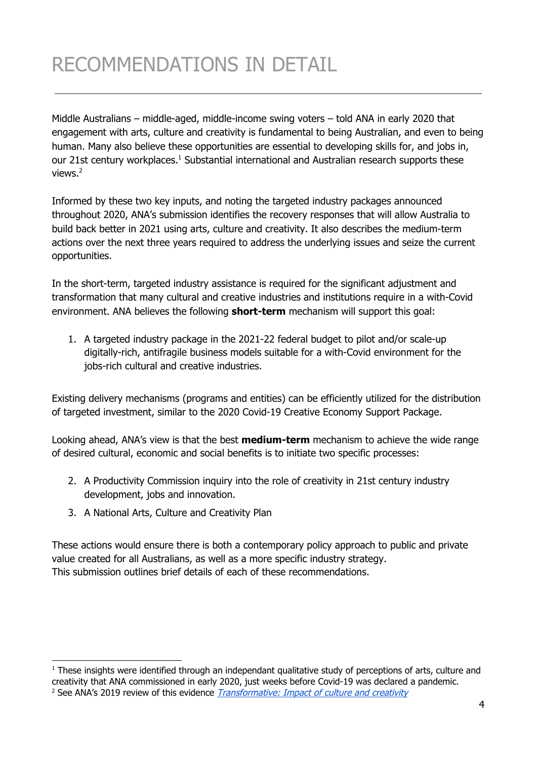# RECOMMENDATIONS IN DETAIL

Middle Australians – middle-aged, middle-income swing voters – told ANA in early 2020 that engagement with arts, culture and creativity is fundamental to being Australian, and even to being human. Many also believe these opportunities are essential to developing skills for, and jobs in, our 21st century workplaces.[1] Substantial international and Australian research supports these views.[2]

Informed by these two key inputs, and noting the targeted industry packages announced throughout 2020, ANA's submission identifies the recovery responses that will allow Australia to build back better in 2021 using arts, culture and creativity. It also describes the medium-term actions over the next three years required to address the underlying issues and seize the current opportunities.

In the short-term, targeted industry assistance is required for the significant adjustment and transformation that many cultural and creative industries and institutions require in a with-Covid environment. ANA believes the following **short-term** mechanism will support this goal:

1. A targeted industry package in the 2021-22 federal budget to pilot and/or scale-up digitally-rich, antifragile business models suitable for a with-Covid environment for the jobs-rich cultural and creative industries.

Existing delivery mechanisms (programs and entities) can be efficiently utilized for the distribution of targeted investment, similar to the 2020 Covid-19 Creative Economy Support Package.

Looking ahead, ANA's view is that the best **medium-term** mechanism to achieve the wide range of desired cultural, economic and social benefits is to initiate two specific processes:

2. A Productivity Commission inquiry into the role of creativity in 21st century industry development, jobs and innovation.
3. A National Arts, Culture and Creativity Plan

These actions would ensure there is both a contemporary policy approach to public and private value created for all Australians, as well as a more specific industry strategy.
This submission outlines brief details of each of these recommendations.

---

[1] These insights were identified through an independant qualitative study of perceptions of arts, culture and creativity that ANA commissioned in early 2020, just weeks before Covid-19 was declared a pandemic.
[2] See ANA's 2019 review of this evidence *Transformative: Impact of culture and creativity*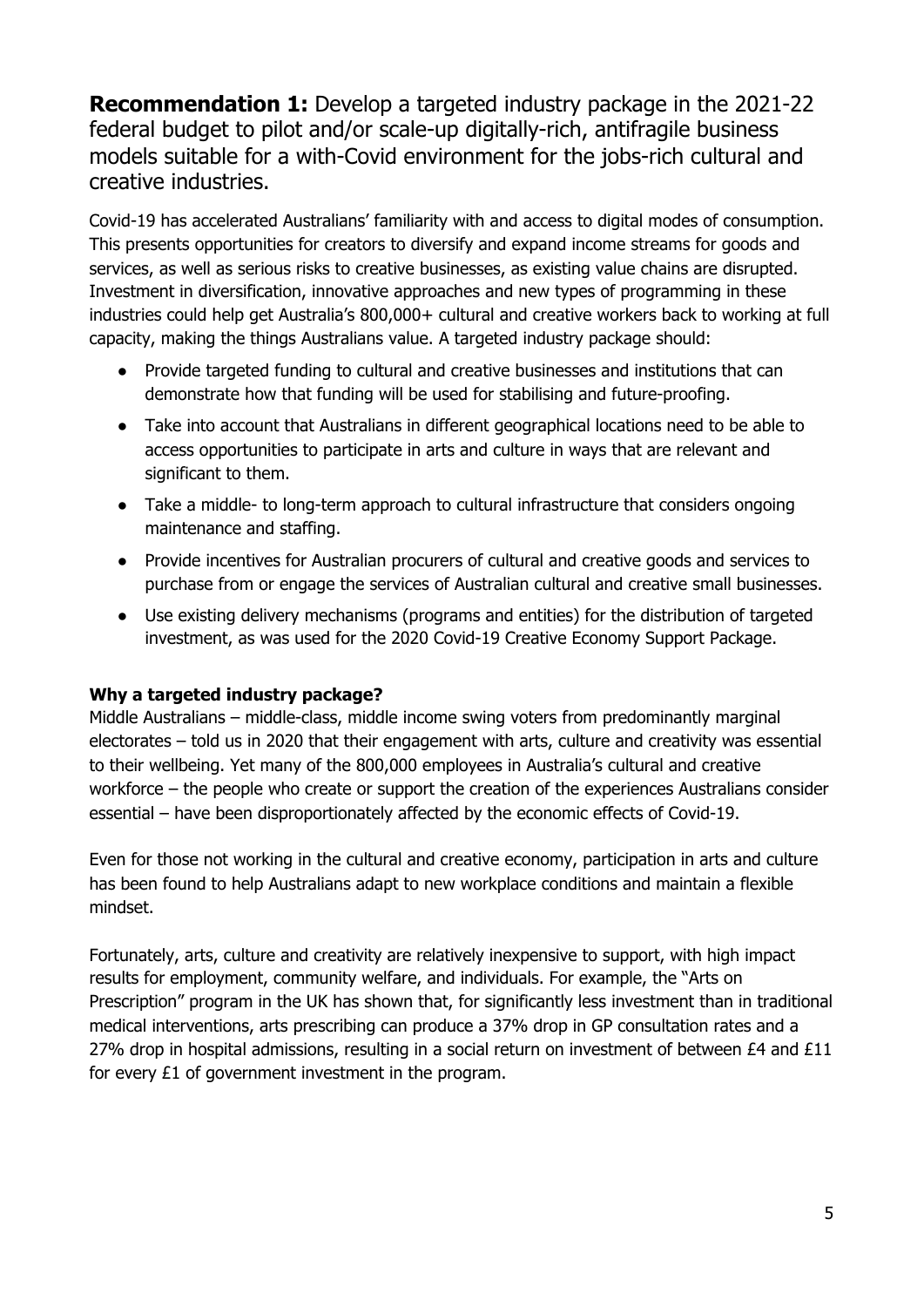**Recommendation 1:** Develop a targeted industry package in the 2021-22 federal budget to pilot and/or scale-up digitally-rich, antifragile business models suitable for a with-Covid environment for the jobs-rich cultural and creative industries.

Covid-19 has accelerated Australians' familiarity with and access to digital modes of consumption. This presents opportunities for creators to diversify and expand income streams for goods and services, as well as serious risks to creative businesses, as existing value chains are disrupted. Investment in diversification, innovative approaches and new types of programming in these industries could help get Australia's 800,000+ cultural and creative workers back to working at full capacity, making the things Australians value. A targeted industry package should:

- Provide targeted funding to cultural and creative businesses and institutions that can demonstrate how that funding will be used for stabilising and future-proofing.
- Take into account that Australians in different geographical locations need to be able to access opportunities to participate in arts and culture in ways that are relevant and significant to them.
- Take a middle- to long-term approach to cultural infrastructure that considers ongoing maintenance and staffing.
- Provide incentives for Australian procurers of cultural and creative goods and services to purchase from or engage the services of Australian cultural and creative small businesses.
- Use existing delivery mechanisms (programs and entities) for the distribution of targeted investment, as was used for the 2020 Covid-19 Creative Economy Support Package.

**Why a targeted industry package?**

Middle Australians – middle-class, middle income swing voters from predominantly marginal electorates – told us in 2020 that their engagement with arts, culture and creativity was essential to their wellbeing. Yet many of the 800,000 employees in Australia's cultural and creative workforce – the people who create or support the creation of the experiences Australians consider essential – have been disproportionately affected by the economic effects of Covid-19.

Even for those not working in the cultural and creative economy, participation in arts and culture has been found to help Australians adapt to new workplace conditions and maintain a flexible mindset.

Fortunately, arts, culture and creativity are relatively inexpensive to support, with high impact results for employment, community welfare, and individuals. For example, the "Arts on Prescription" program in the UK has shown that, for significantly less investment than in traditional medical interventions, arts prescribing can produce a 37% drop in GP consultation rates and a 27% drop in hospital admissions, resulting in a social return on investment of between £4 and £11 for every £1 of government investment in the program.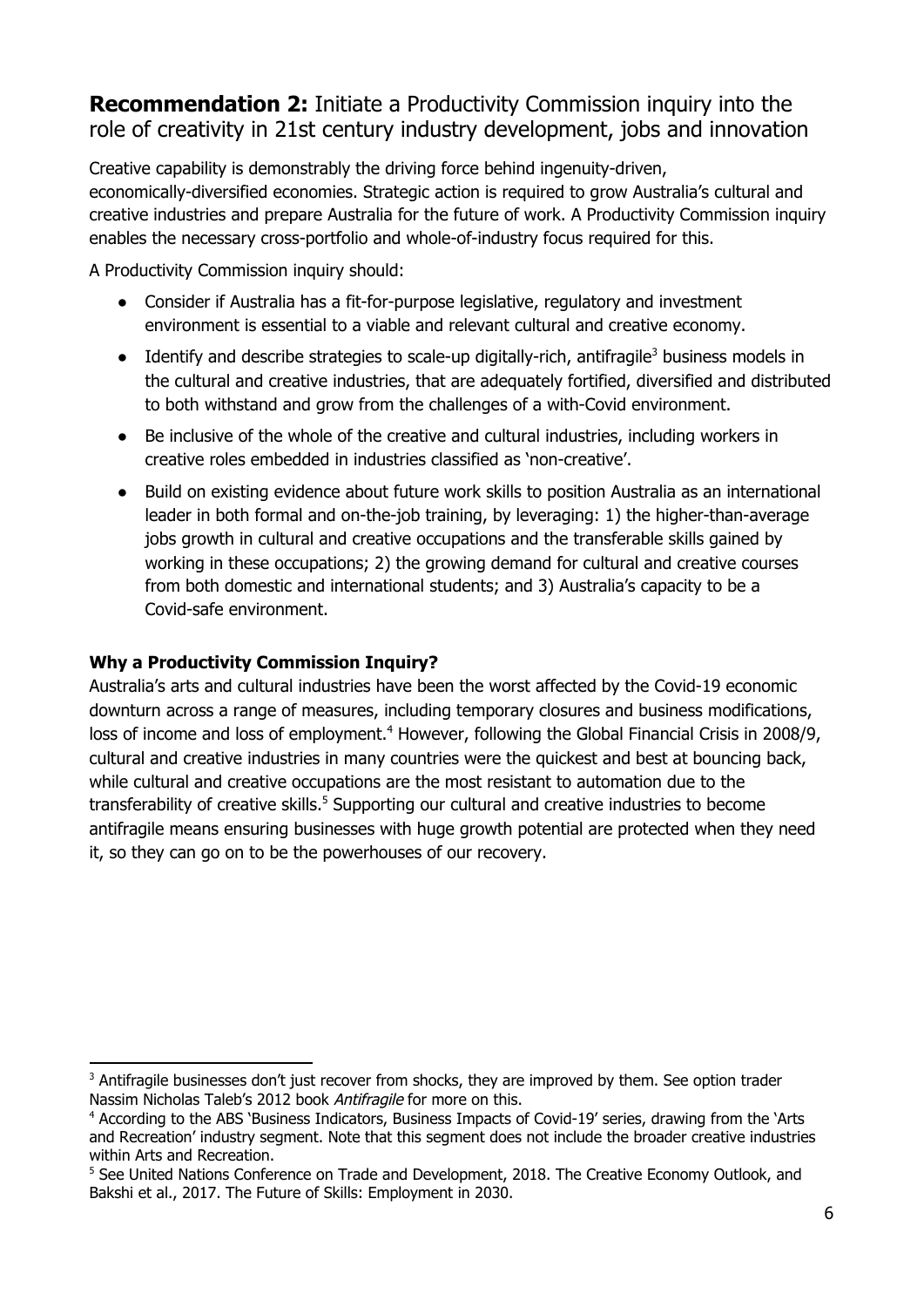## **Recommendation 2:** Initiate a Productivity Commission inquiry into the role of creativity in 21st century industry development, jobs and innovation

Creative capability is demonstrably the driving force behind ingenuity-driven, economically-diversified economies. Strategic action is required to grow Australia's cultural and creative industries and prepare Australia for the future of work. A Productivity Commission inquiry enables the necessary cross-portfolio and whole-of-industry focus required for this.

A Productivity Commission inquiry should:

- Consider if Australia has a fit-for-purpose legislative, regulatory and investment environment is essential to a viable and relevant cultural and creative economy.
- Identify and describe strategies to scale-up digitally-rich, antifragile[3] business models in the cultural and creative industries, that are adequately fortified, diversified and distributed to both withstand and grow from the challenges of a with-Covid environment.
- Be inclusive of the whole of the creative and cultural industries, including workers in creative roles embedded in industries classified as 'non-creative'.
- Build on existing evidence about future work skills to position Australia as an international leader in both formal and on-the-job training, by leveraging: 1) the higher-than-average jobs growth in cultural and creative occupations and the transferable skills gained by working in these occupations; 2) the growing demand for cultural and creative courses from both domestic and international students; and 3) Australia's capacity to be a Covid-safe environment.

**Why a Productivity Commission Inquiry?**

Australia's arts and cultural industries have been the worst affected by the Covid-19 economic downturn across a range of measures, including temporary closures and business modifications, loss of income and loss of employment.[4] However, following the Global Financial Crisis in 2008/9, cultural and creative industries in many countries were the quickest and best at bouncing back, while cultural and creative occupations are the most resistant to automation due to the transferability of creative skills.[5] Supporting our cultural and creative industries to become antifragile means ensuring businesses with huge growth potential are protected when they need it, so they can go on to be the powerhouses of our recovery.

---

[3] Antifragile businesses don't just recover from shocks, they are improved by them. See option trader Nassim Nicholas Taleb's 2012 book *Antifragile* for more on this.

[4] According to the ABS 'Business Indicators, Business Impacts of Covid-19' series, drawing from the 'Arts and Recreation' industry segment. Note that this segment does not include the broader creative industries within Arts and Recreation.

[5] See United Nations Conference on Trade and Development, 2018. The Creative Economy Outlook, and Bakshi et al., 2017. The Future of Skills: Employment in 2030.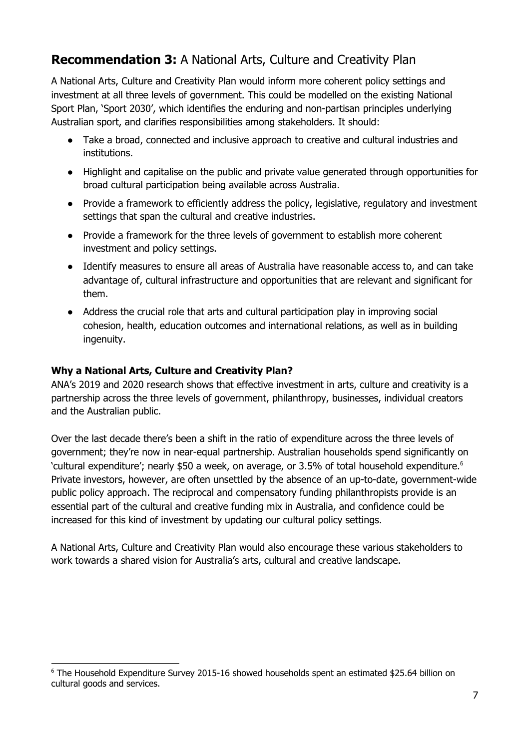## **Recommendation 3:** A National Arts, Culture and Creativity Plan

A National Arts, Culture and Creativity Plan would inform more coherent policy settings and investment at all three levels of government. This could be modelled on the existing National Sport Plan, 'Sport 2030', which identifies the enduring and non-partisan principles underlying Australian sport, and clarifies responsibilities among stakeholders. It should:

- Take a broad, connected and inclusive approach to creative and cultural industries and institutions.
- Highlight and capitalise on the public and private value generated through opportunities for broad cultural participation being available across Australia.
- Provide a framework to efficiently address the policy, legislative, regulatory and investment settings that span the cultural and creative industries.
- Provide a framework for the three levels of government to establish more coherent investment and policy settings.
- Identify measures to ensure all areas of Australia have reasonable access to, and can take advantage of, cultural infrastructure and opportunities that are relevant and significant for them.
- Address the crucial role that arts and cultural participation play in improving social cohesion, health, education outcomes and international relations, as well as in building ingenuity.

### Why a National Arts, Culture and Creativity Plan?

ANA's 2019 and 2020 research shows that effective investment in arts, culture and creativity is a partnership across the three levels of government, philanthropy, businesses, individual creators and the Australian public.

Over the last decade there's been a shift in the ratio of expenditure across the three levels of government; they're now in near-equal partnership. Australian households spend significantly on 'cultural expenditure'; nearly $50 a week, on average, or 3.5% of total household expenditure.[6] Private investors, however, are often unsettled by the absence of an up-to-date, government-wide public policy approach. The reciprocal and compensatory funding philanthropists provide is an essential part of the cultural and creative funding mix in Australia, and confidence could be increased for this kind of investment by updating our cultural policy settings.

A National Arts, Culture and Creativity Plan would also encourage these various stakeholders to work towards a shared vision for Australia's arts, cultural and creative landscape.

---

[6] The Household Expenditure Survey 2015-16 showed households spent an estimated $25.64 billion on cultural goods and services.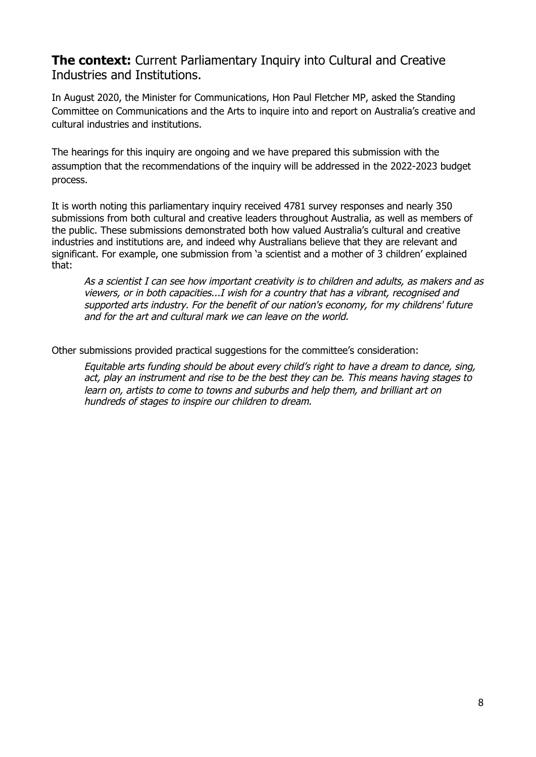## **The context:** Current Parliamentary Inquiry into Cultural and Creative Industries and Institutions.

In August 2020, the Minister for Communications, Hon Paul Fletcher MP, asked the Standing Committee on Communications and the Arts to inquire into and report on Australia's creative and cultural industries and institutions.

The hearings for this inquiry are ongoing and we have prepared this submission with the assumption that the recommendations of the inquiry will be addressed in the 2022-2023 budget process.

It is worth noting this parliamentary inquiry received 4781 survey responses and nearly 350 submissions from both cultural and creative leaders throughout Australia, as well as members of the public. These submissions demonstrated both how valued Australia's cultural and creative industries and institutions are, and indeed why Australians believe that they are relevant and significant. For example, one submission from 'a scientist and a mother of 3 children' explained that:

> *As a scientist I can see how important creativity is to children and adults, as makers and as viewers, or in both capacities...I wish for a country that has a vibrant, recognised and supported arts industry. For the benefit of our nation's economy, for my childrens' future and for the art and cultural mark we can leave on the world.*

Other submissions provided practical suggestions for the committee's consideration:

> *Equitable arts funding should be about every child's right to have a dream to dance, sing, act, play an instrument and rise to be the best they can be. This means having stages to learn on, artists to come to towns and suburbs and help them, and brilliant art on hundreds of stages to inspire our children to dream.*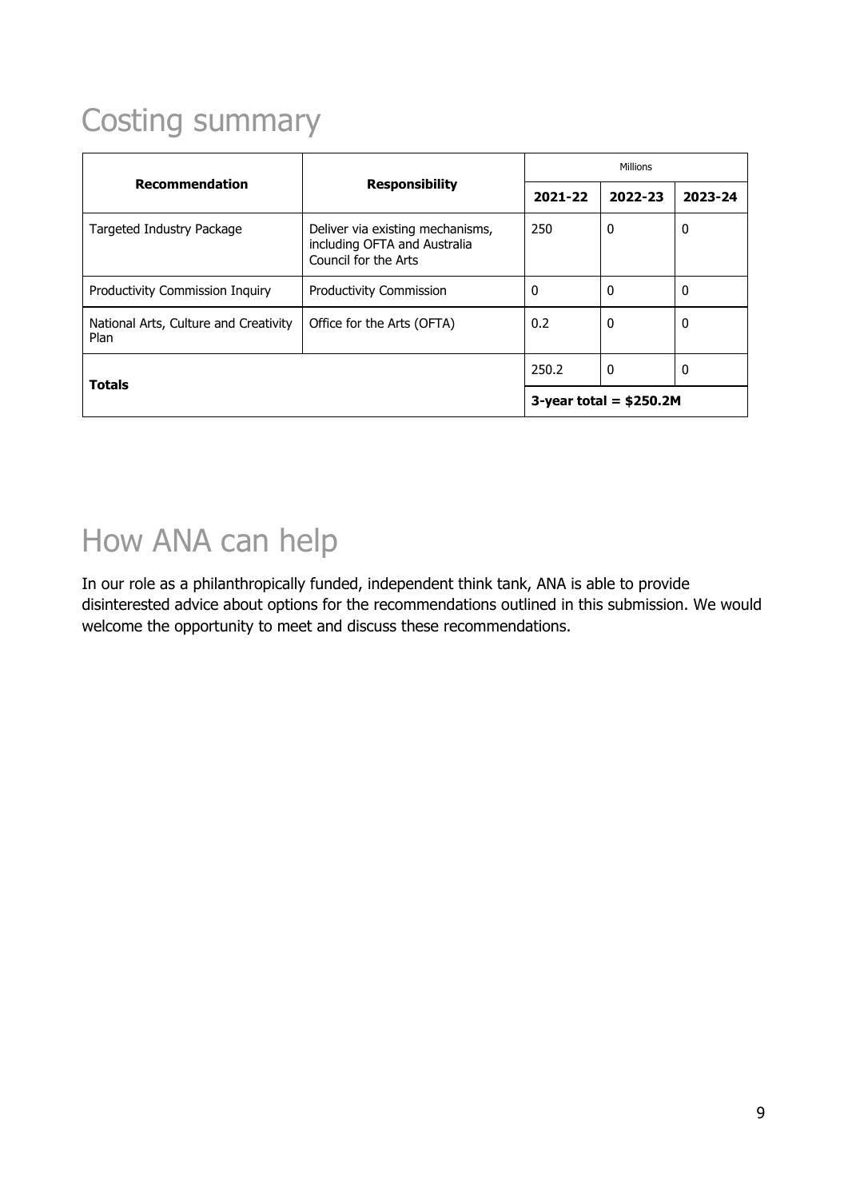# Costing summary

| Recommendation | Responsibility | Millions | | |
|---|---|---|---|---|
| | | **2021-22** | **2022-23** | **2023-24** |
| Targeted Industry Package | Deliver via existing mechanisms, including OFTA and Australia Council for the Arts | 250 | 0 | 0 |
| Productivity Commission Inquiry | Productivity Commission | 0 | 0 | 0 |
| National Arts, Culture and Creativity Plan | Office for the Arts (OFTA) | 0.2 | 0 | 0 |
| **Totals** | | 250.2 | 0 | 0 |
| | | **3-year total = $250.2M** | | |

# How ANA can help

In our role as a philanthropically funded, independent think tank, ANA is able to provide disinterested advice about options for the recommendations outlined in this submission. We would welcome the opportunity to meet and discuss these recommendations.